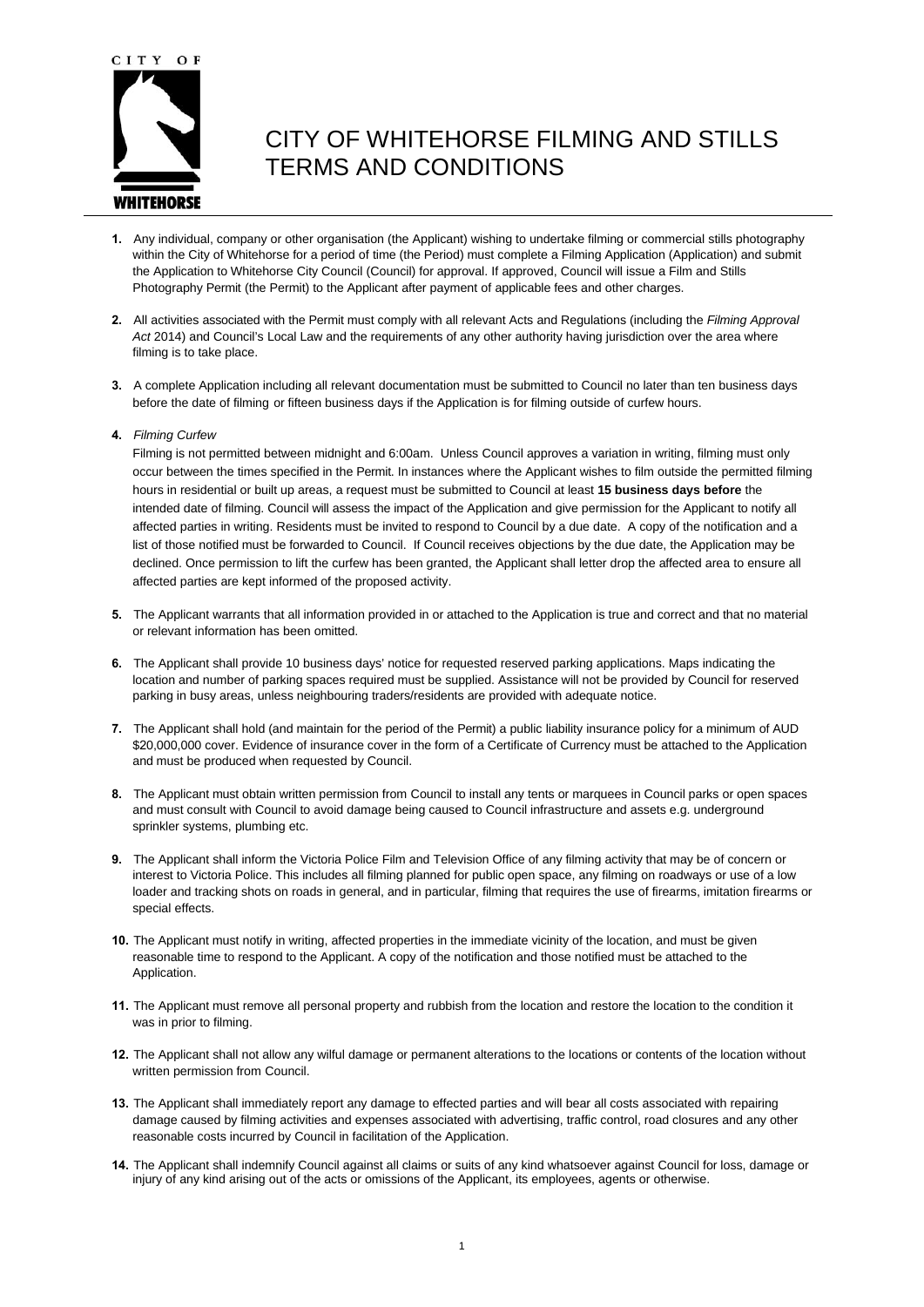# CITY OF WHITEHORSE FILMING AND STILLS TERMS AND CONDITIONS

1. Any individual, company or other organisation (the Applicant) wishing to undertake filming or commercial stills photography within the City of Whitehorse for a period of time (the Period) must complete a Filming Application (Application) and submit the Application to Whitehorse City Council (Council) for approval. If approved, Council will issue a Film and Stills Photography Permit (the Permit) to the Applicant after payment of applicable fees and other charges.

2. All activities associated with the Permit must comply with all relevant Acts and Regulations (including the *Filming Approval Act* 2014) and Council's Local Law and the requirements of any other authority having jurisdiction over the area where filming is to take place.

3. A complete Application including all relevant documentation must be submitted to Council no later than ten business days before the date of filming or fifteen business days if the Application is for filming outside of curfew hours.

4. *Filming Curfew*

   Filming is not permitted between midnight and 6:00am. Unless Council approves a variation in writing, filming must only occur between the times specified in the Permit. In instances where the Applicant wishes to film outside the permitted filming hours in residential or built up areas, a request must be submitted to Council at least **15 business days before** the intended date of filming. Council will assess the impact of the Application and give permission for the Applicant to notify all affected parties in writing. Residents must be invited to respond to Council by a due date. A copy of the notification and a list of those notified must be forwarded to Council. If Council receives objections by the due date, the Application may be declined. Once permission to lift the curfew has been granted, the Applicant shall letter drop the affected area to ensure all affected parties are kept informed of the proposed activity.

5. The Applicant warrants that all information provided in or attached to the Application is true and correct and that no material or relevant information has been omitted.

6. The Applicant shall provide 10 business days' notice for requested reserved parking applications. Maps indicating the location and number of parking spaces required must be supplied. Assistance will not be provided by Council for reserved parking in busy areas, unless neighbouring traders/residents are provided with adequate notice.

7. The Applicant shall hold (and maintain for the period of the Permit) a public liability insurance policy for a minimum of AUD $20,000,000 cover. Evidence of insurance cover in the form of a Certificate of Currency must be attached to the Application and must be produced when requested by Council.

8. The Applicant must obtain written permission from Council to install any tents or marquees in Council parks or open spaces and must consult with Council to avoid damage being caused to Council infrastructure and assets e.g. underground sprinkler systems, plumbing etc.

9. The Applicant shall inform the Victoria Police Film and Television Office of any filming activity that may be of concern or interest to Victoria Police. This includes all filming planned for public open space, any filming on roadways or use of a low loader and tracking shots on roads in general, and in particular, filming that requires the use of firearms, imitation firearms or special effects.

10. The Applicant must notify in writing, affected properties in the immediate vicinity of the location, and must be given reasonable time to respond to the Applicant. A copy of the notification and those notified must be attached to the Application.

11. The Applicant must remove all personal property and rubbish from the location and restore the location to the condition it was in prior to filming.

12. The Applicant shall not allow any wilful damage or permanent alterations to the locations or contents of the location without written permission from Council.

13. The Applicant shall immediately report any damage to effected parties and will bear all costs associated with repairing damage caused by filming activities and expenses associated with advertising, traffic control, road closures and any other reasonable costs incurred by Council in facilitation of the Application.

14. The Applicant shall indemnify Council against all claims or suits of any kind whatsoever against Council for loss, damage or injury of any kind arising out of the acts or omissions of the Applicant, its employees, agents or otherwise.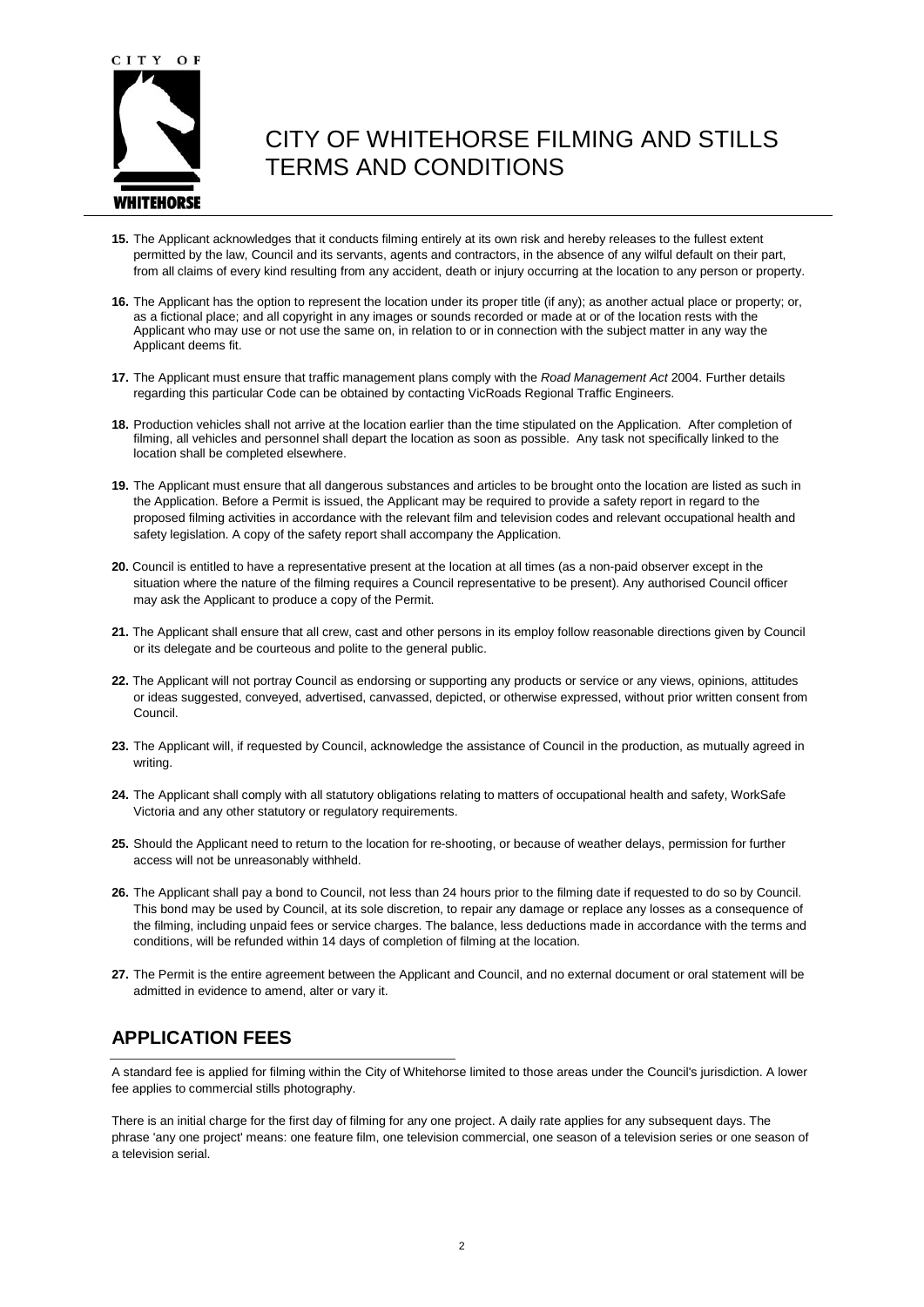# CITY OF WHITEHORSE FILMING AND STILLS TERMS AND CONDITIONS

**15.** The Applicant acknowledges that it conducts filming entirely at its own risk and hereby releases to the fullest extent permitted by the law, Council and its servants, agents and contractors, in the absence of any wilful default on their part, from all claims of every kind resulting from any accident, death or injury occurring at the location to any person or property.

**16.** The Applicant has the option to represent the location under its proper title (if any); as another actual place or property; or, as a fictional place; and all copyright in any images or sounds recorded or made at or of the location rests with the Applicant who may use or not use the same on, in relation to or in connection with the subject matter in any way the Applicant deems fit.

**17.** The Applicant must ensure that traffic management plans comply with the *Road Management Act* 2004. Further details regarding this particular Code can be obtained by contacting VicRoads Regional Traffic Engineers.

**18.** Production vehicles shall not arrive at the location earlier than the time stipulated on the Application. After completion of filming, all vehicles and personnel shall depart the location as soon as possible. Any task not specifically linked to the location shall be completed elsewhere.

**19.** The Applicant must ensure that all dangerous substances and articles to be brought onto the location are listed as such in the Application. Before a Permit is issued, the Applicant may be required to provide a safety report in regard to the proposed filming activities in accordance with the relevant film and television codes and relevant occupational health and safety legislation. A copy of the safety report shall accompany the Application.

**20.** Council is entitled to have a representative present at the location at all times (as a non-paid observer except in the situation where the nature of the filming requires a Council representative to be present). Any authorised Council officer may ask the Applicant to produce a copy of the Permit.

**21.** The Applicant shall ensure that all crew, cast and other persons in its employ follow reasonable directions given by Council or its delegate and be courteous and polite to the general public.

**22.** The Applicant will not portray Council as endorsing or supporting any products or service or any views, opinions, attitudes or ideas suggested, conveyed, advertised, canvassed, depicted, or otherwise expressed, without prior written consent from Council.

**23.** The Applicant will, if requested by Council, acknowledge the assistance of Council in the production, as mutually agreed in writing.

**24.** The Applicant shall comply with all statutory obligations relating to matters of occupational health and safety, WorkSafe Victoria and any other statutory or regulatory requirements.

**25.** Should the Applicant need to return to the location for re-shooting, or because of weather delays, permission for further access will not be unreasonably withheld.

**26.** The Applicant shall pay a bond to Council, not less than 24 hours prior to the filming date if requested to do so by Council. This bond may be used by Council, at its sole discretion, to repair any damage or replace any losses as a consequence of the filming, including unpaid fees or service charges. The balance, less deductions made in accordance with the terms and conditions, will be refunded within 14 days of completion of filming at the location.

**27.** The Permit is the entire agreement between the Applicant and Council, and no external document or oral statement will be admitted in evidence to amend, alter or vary it.

## APPLICATION FEES

A standard fee is applied for filming within the City of Whitehorse limited to those areas under the Council's jurisdiction. A lower fee applies to commercial stills photography.

There is an initial charge for the first day of filming for any one project. A daily rate applies for any subsequent days. The phrase 'any one project' means: one feature film, one television commercial, one season of a television series or one season of a television serial.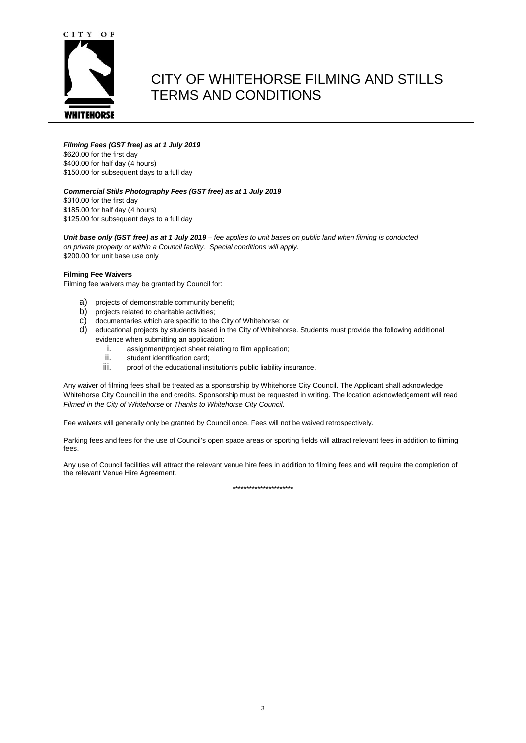# CITY OF WHITEHORSE FILMING AND STILLS TERMS AND CONDITIONS

***Filming Fees (GST free) as at 1 July 2019***

$620.00 for the first day
$400.00 for half day (4 hours)
$150.00 for subsequent days to a full day

***Commercial Stills Photography Fees (GST free) as at 1 July 2019***

$310.00 for the first day
$185.00 for half day (4 hours)
$125.00 for subsequent days to a full day

***Unit base only (GST free) as at 1 July 2019** – fee applies to unit bases on public land when filming is conducted on private property or within a Council facility. Special conditions will apply.*
$200.00 for unit base use only

**Filming Fee Waivers**

Filming fee waivers may be granted by Council for:

a) projects of demonstrable community benefit;
b) projects related to charitable activities;
c) documentaries which are specific to the City of Whitehorse; or
d) educational projects by students based in the City of Whitehorse. Students must provide the following additional evidence when submitting an application:
    i. assignment/project sheet relating to film application;
    ii. student identification card;
    iii. proof of the educational institution's public liability insurance.

Any waiver of filming fees shall be treated as a sponsorship by Whitehorse City Council. The Applicant shall acknowledge Whitehorse City Council in the end credits. Sponsorship must be requested in writing. The location acknowledgement will read *Filmed in the City of Whitehorse* or *Thanks to Whitehorse City Council*.

Fee waivers will generally only be granted by Council once. Fees will not be waived retrospectively.

Parking fees and fees for the use of Council's open space areas or sporting fields will attract relevant fees in addition to filming fees.

Any use of Council facilities will attract the relevant venue hire fees in addition to filming fees and will require the completion of the relevant Venue Hire Agreement.

*********************